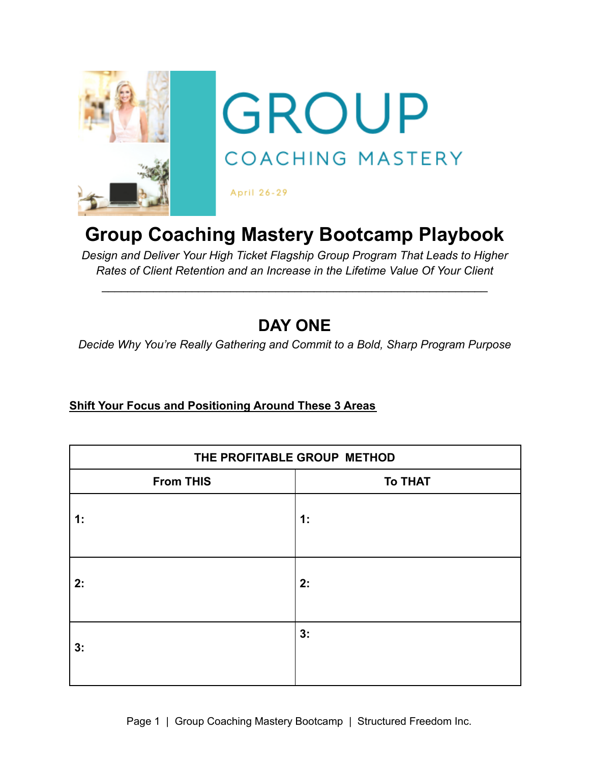# GROUP

COACHING MASTERY

April 26-29

# Group Coaching Mastery Bootcamp Playbook

*Design and Deliver Your High Ticket Flagship Group Program That Leads to Higher Rates of Client Retention and an Increase in the Lifetime Value Of Your Client*

---

## DAY ONE

*Decide Why You're Really Gathering and Commit to a Bold, Sharp Program Purpose*

**Shift Your Focus and Positioning Around These 3 Areas**

| THE PROFITABLE GROUP METHOD | |
|---|---|
| **From THIS** | **To THAT** |
| **1:** | **1:** |
| **2:** | **2:** |
| **3:** | **3:** |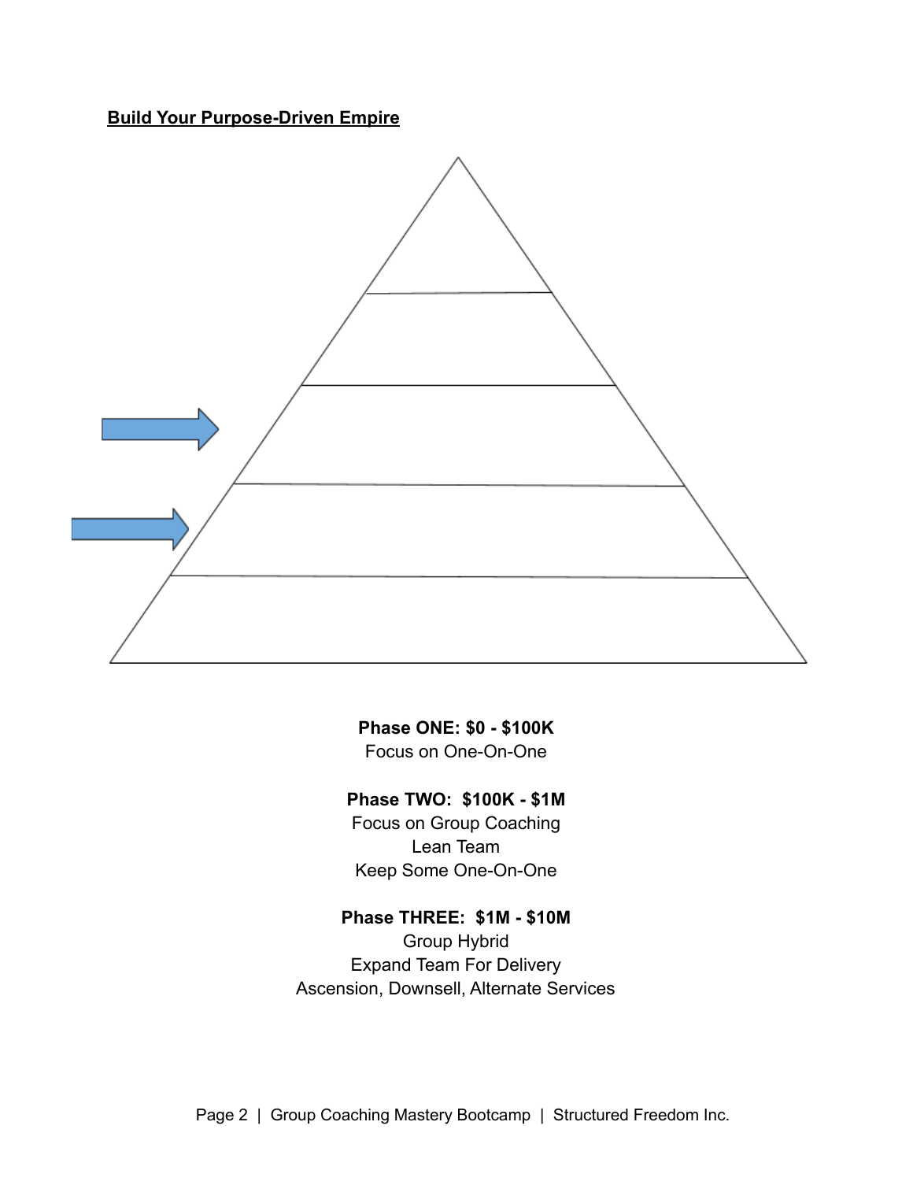**Build Your Purpose-Driven Empire**

**Phase ONE: $0 - $100K**
Focus on One-On-One

**Phase TWO: $100K - $1M**
Focus on Group Coaching
Lean Team
Keep Some One-On-One

**Phase THREE: $1M - $10M**
Group Hybrid
Expand Team For Delivery
Ascension, Downsell, Alternate Services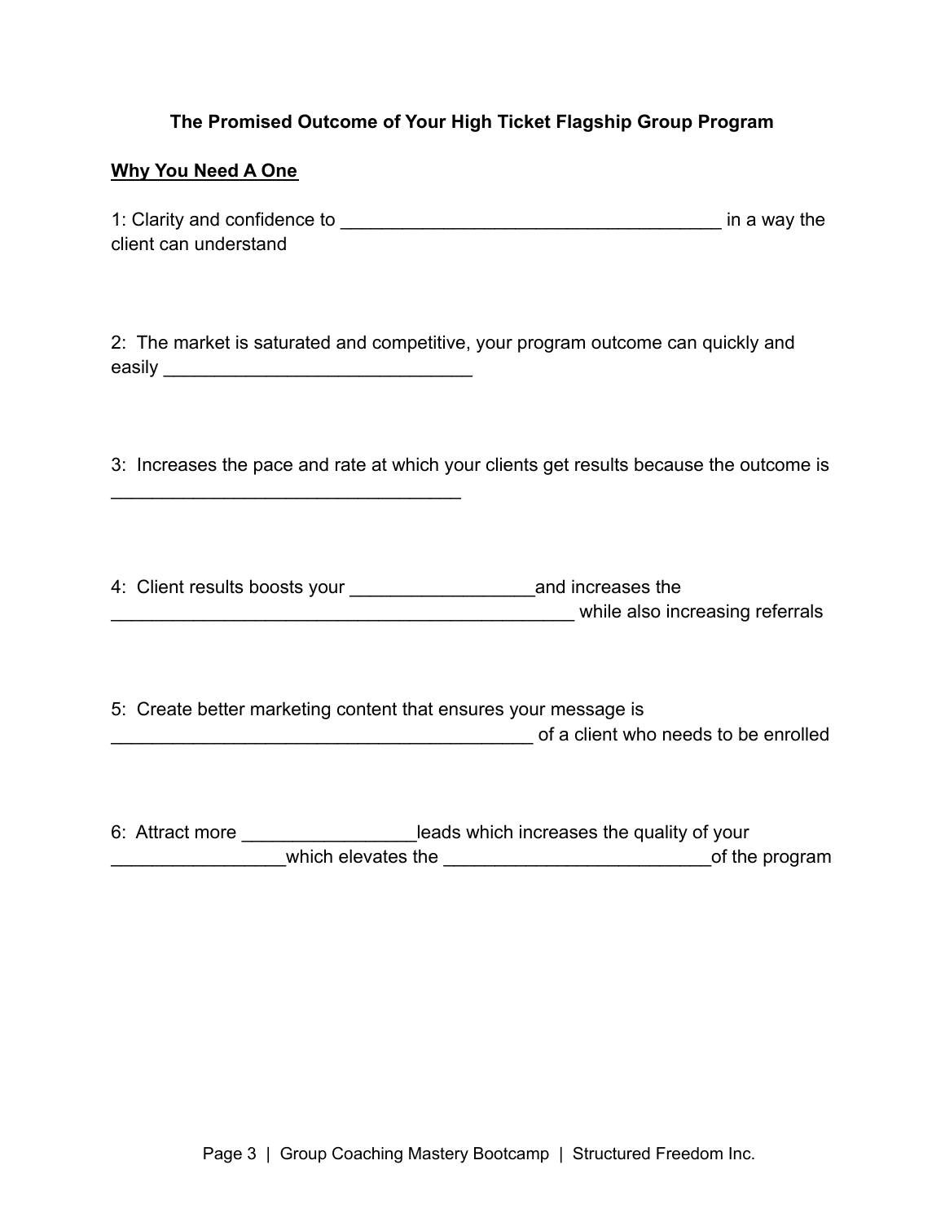**The Promised Outcome of Your High Ticket Flagship Group Program**

**Why You Need A One**

1: Clarity and confidence to _____________________________________ in a way the client can understand

2: The market is saturated and competitive, your program outcome can quickly and easily ______________________________

3: Increases the pace and rate at which your clients get results because the outcome is __________________________________

4: Client results boosts your __________________and increases the _____________________________________________ while also increasing referrals

5: Create better marketing content that ensures your message is _________________________________________ of a client who needs to be enrolled

6: Attract more _________________leads which increases the quality of your _________________which elevates the __________________________of the program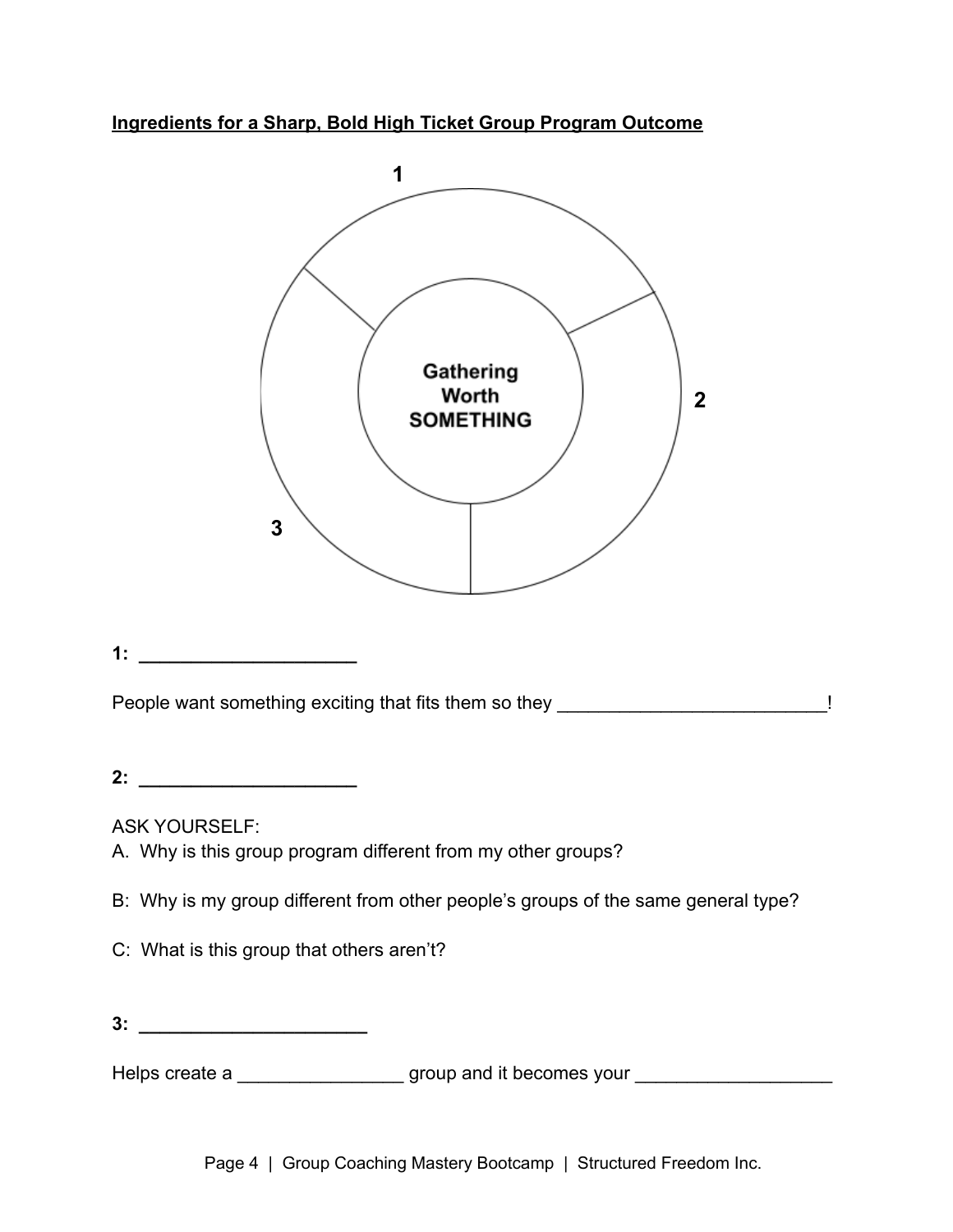**Ingredients for a Sharp, Bold High Ticket Group Program Outcome**

1

Gathering
Worth
SOMETHING

2

3

**1: ____________________**

People want something exciting that fits them so they _________________________!

**2: ____________________**

ASK YOURSELF:
A. Why is this group program different from my other groups?

B: Why is my group different from other people's groups of the same general type?

C: What is this group that others aren't?

**3: _____________________**

Helps create a _______________ group and it becomes your __________________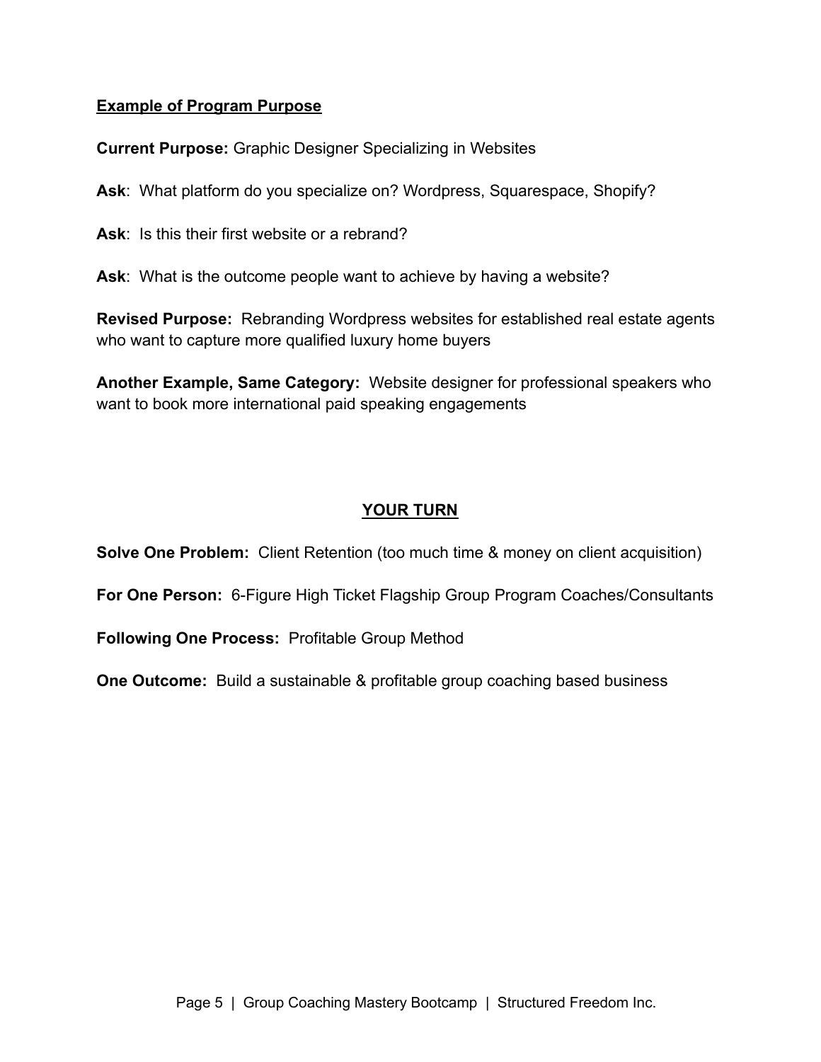**<u>Example of Program Purpose</u>**

**Current Purpose:** Graphic Designer Specializing in Websites

**Ask**: What platform do you specialize on? Wordpress, Squarespace, Shopify?

**Ask**: Is this their first website or a rebrand?

**Ask**: What is the outcome people want to achieve by having a website?

**Revised Purpose:** Rebranding Wordpress websites for established real estate agents who want to capture more qualified luxury home buyers

**Another Example, Same Category:** Website designer for professional speakers who want to book more international paid speaking engagements

**<u>YOUR TURN</u>**

**Solve One Problem:** Client Retention (too much time & money on client acquisition)

**For One Person:** 6-Figure High Ticket Flagship Group Program Coaches/Consultants

**Following One Process:** Profitable Group Method

**One Outcome:** Build a sustainable & profitable group coaching based business